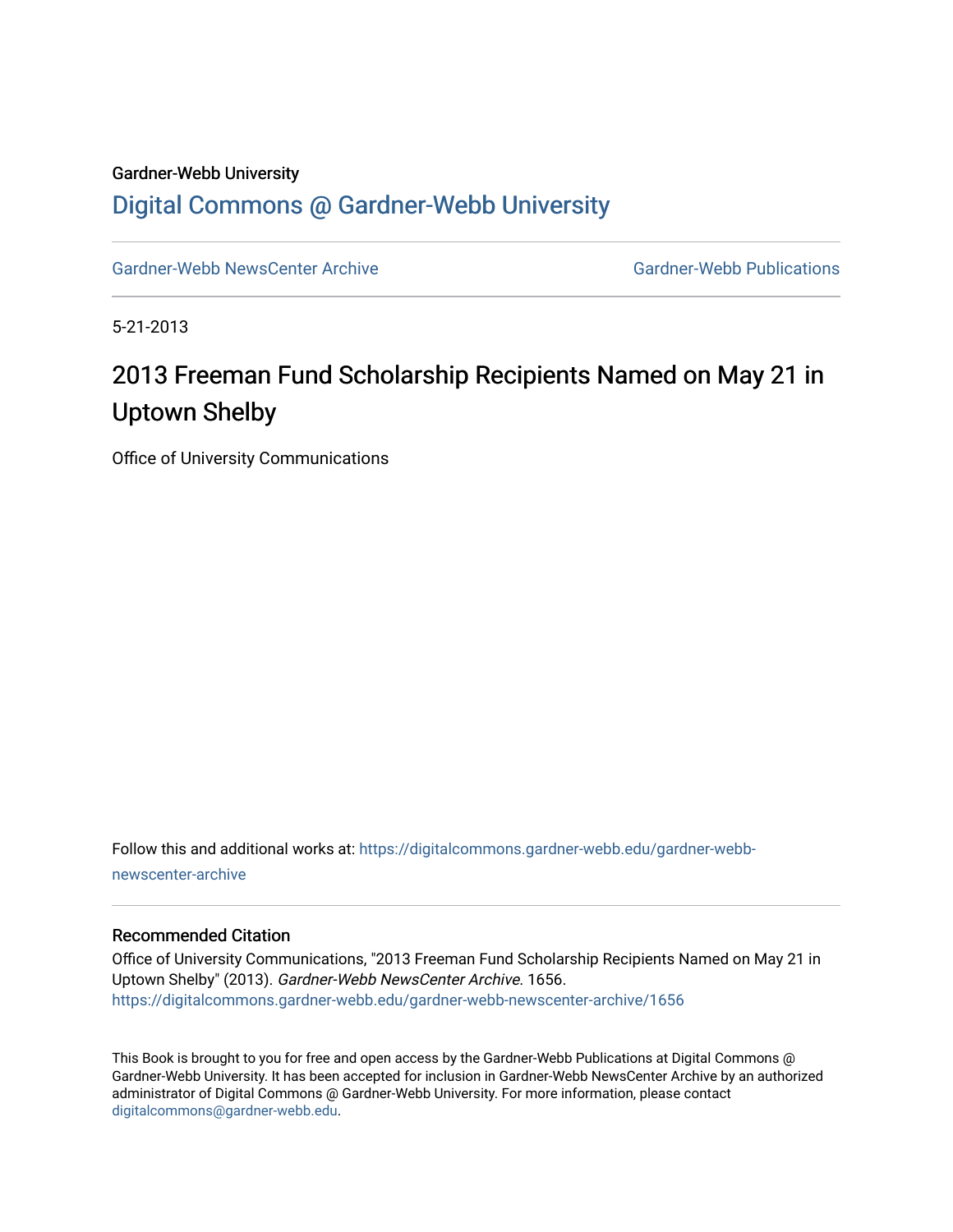Gardner-Webb University

# Digital Commons @ Gardner-Webb University

Gardner-Webb NewsCenter Archive | Gardner-Webb Publications

5-21-2013

# 2013 Freeman Fund Scholarship Recipients Named on May 21 in Uptown Shelby

Office of University Communications

Follow this and additional works at: https://digitalcommons.gardner-webb.edu/gardner-webb-newscenter-archive

## Recommended Citation

Office of University Communications, "2013 Freeman Fund Scholarship Recipients Named on May 21 in Uptown Shelby" (2013). *Gardner-Webb NewsCenter Archive*. 1656.
https://digitalcommons.gardner-webb.edu/gardner-webb-newscenter-archive/1656

This Book is brought to you for free and open access by the Gardner-Webb Publications at Digital Commons @ Gardner-Webb University. It has been accepted for inclusion in Gardner-Webb NewsCenter Archive by an authorized administrator of Digital Commons @ Gardner-Webb University. For more information, please contact digitalcommons@gardner-webb.edu.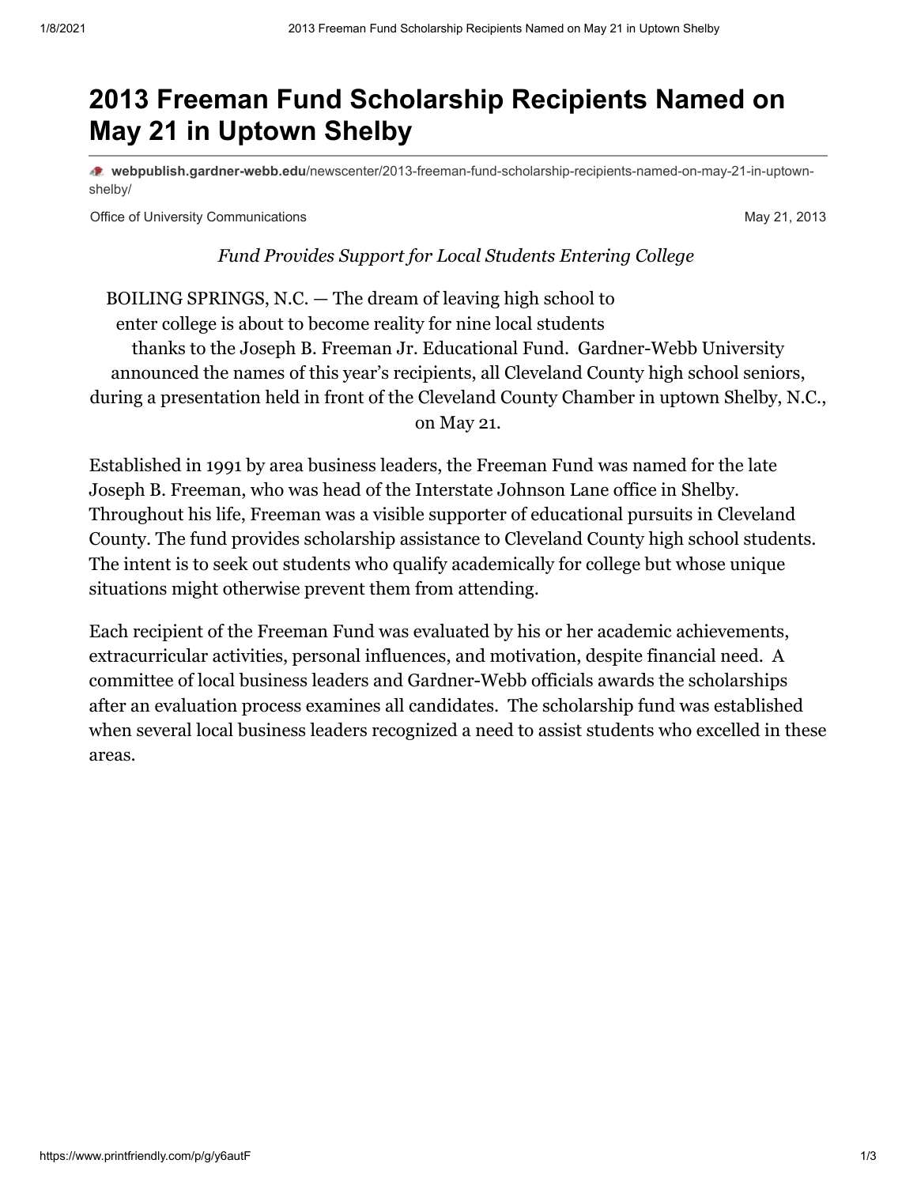# 2013 Freeman Fund Scholarship Recipients Named on May 21 in Uptown Shelby

**webpublish.gardner-webb.edu**/newscenter/2013-freeman-fund-scholarship-recipients-named-on-may-21-in-uptown-shelby/

Office of University Communications

May 21, 2013

*Fund Provides Support for Local Students Entering College*

BOILING SPRINGS, N.C. — The dream of leaving high school to enter college is about to become reality for nine local students thanks to the Joseph B. Freeman Jr. Educational Fund. Gardner-Webb University announced the names of this year's recipients, all Cleveland County high school seniors, during a presentation held in front of the Cleveland County Chamber in uptown Shelby, N.C., on May 21.

Established in 1991 by area business leaders, the Freeman Fund was named for the late Joseph B. Freeman, who was head of the Interstate Johnson Lane office in Shelby. Throughout his life, Freeman was a visible supporter of educational pursuits in Cleveland County. The fund provides scholarship assistance to Cleveland County high school students. The intent is to seek out students who qualify academically for college but whose unique situations might otherwise prevent them from attending.

Each recipient of the Freeman Fund was evaluated by his or her academic achievements, extracurricular activities, personal influences, and motivation, despite financial need. A committee of local business leaders and Gardner-Webb officials awards the scholarships after an evaluation process examines all candidates. The scholarship fund was established when several local business leaders recognized a need to assist students who excelled in these areas.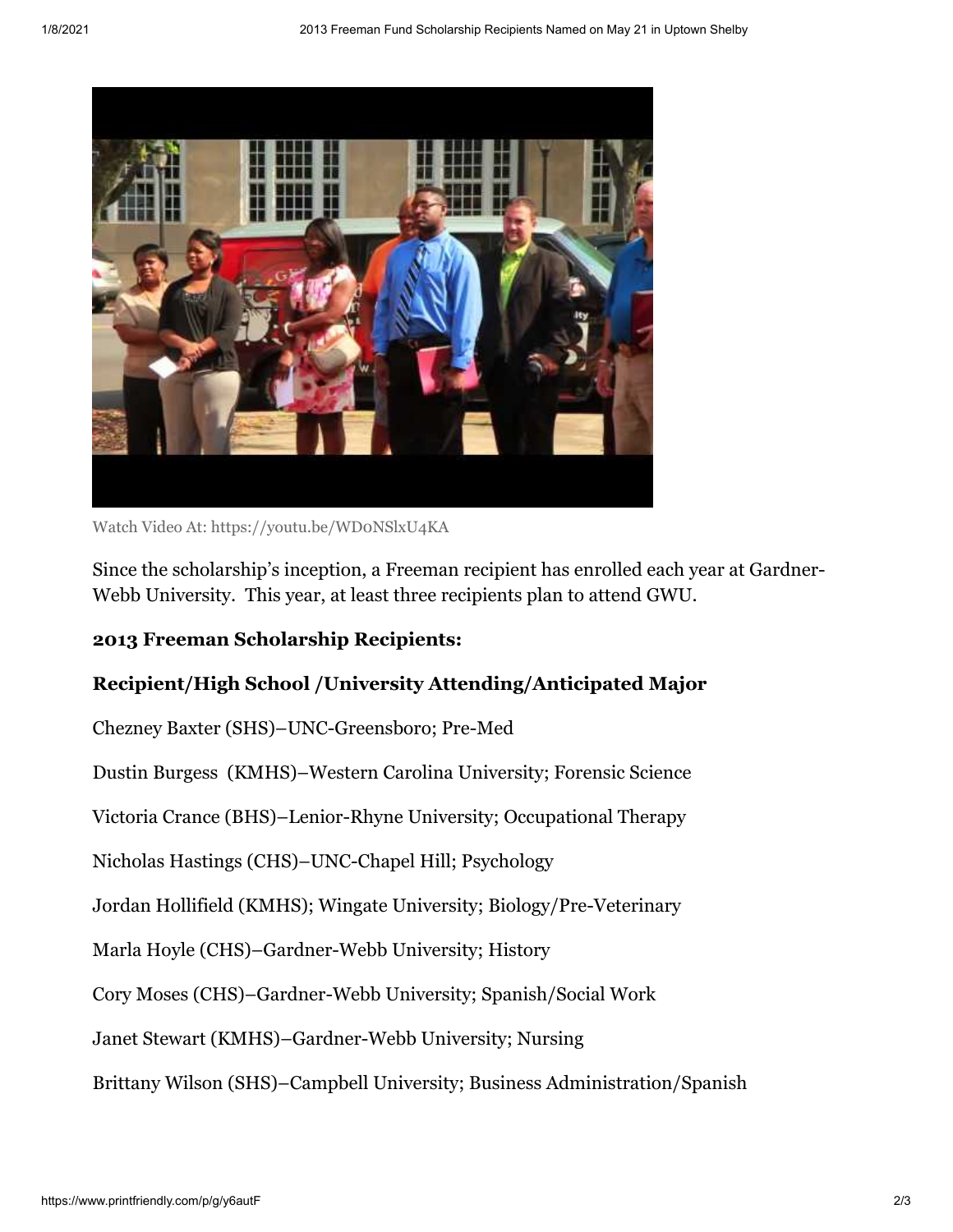Watch Video At: https://youtu.be/WD0NSlxU4KA

Since the scholarship's inception, a Freeman recipient has enrolled each year at Gardner-Webb University. This year, at least three recipients plan to attend GWU.

**2013 Freeman Scholarship Recipients:**

**Recipient/High School /University Attending/Anticipated Major**

Chezney Baxter (SHS)–UNC-Greensboro; Pre-Med

Dustin Burgess (KMHS)–Western Carolina University; Forensic Science

Victoria Crance (BHS)–Lenior-Rhyne University; Occupational Therapy

Nicholas Hastings (CHS)–UNC-Chapel Hill; Psychology

Jordan Hollifield (KMHS); Wingate University; Biology/Pre-Veterinary

Marla Hoyle (CHS)–Gardner-Webb University; History

Cory Moses (CHS)–Gardner-Webb University; Spanish/Social Work

Janet Stewart (KMHS)–Gardner-Webb University; Nursing

Brittany Wilson (SHS)–Campbell University; Business Administration/Spanish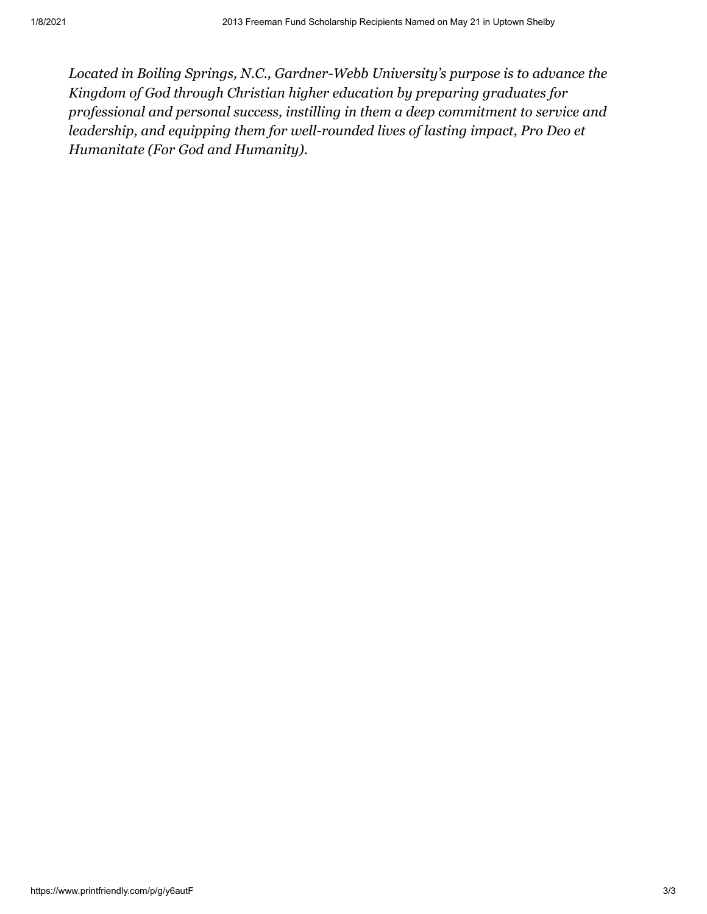*Located in Boiling Springs, N.C., Gardner-Webb University's purpose is to advance the Kingdom of God through Christian higher education by preparing graduates for professional and personal success, instilling in them a deep commitment to service and leadership, and equipping them for well-rounded lives of lasting impact, Pro Deo et Humanitate (For God and Humanity).*